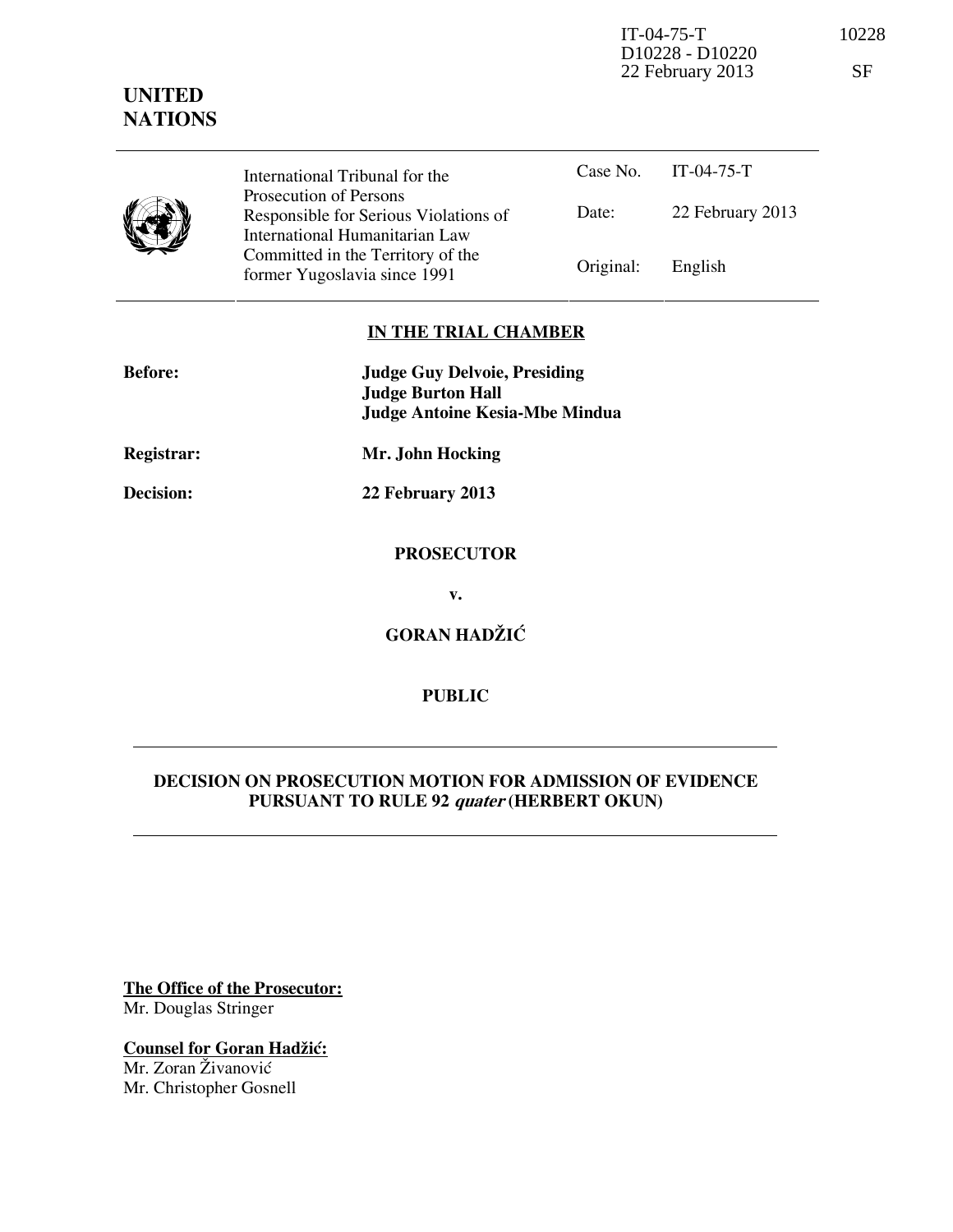IT-04-75-T
D10228 - D10220
22 February 2013

10228

SF

**UNITED NATIONS**

| | International Tribunal for the Prosecution of Persons Responsible for Serious Violations of International Humanitarian Law Committed in the Territory of the former Yugoslavia since 1991 | Case No. | IT-04-75-T |
|---|---|---|---|
| | | Date: | 22 February 2013 |
| | | Original: | English |

**IN THE TRIAL CHAMBER**

| | |
|---|---|
| **Before:** | **Judge Guy Delvoie, Presiding** |
| | **Judge Burton Hall** |
| | **Judge Antoine Kesia-Mbe Mindua** |
| **Registrar:** | **Mr. John Hocking** |
| **Decision:** | **22 February 2013** |

**PROSECUTOR**

**v.**

**GORAN HADŽIĆ**

**PUBLIC**

**DECISION ON PROSECUTION MOTION FOR ADMISSION OF EVIDENCE PURSUANT TO RULE 92 *quater* (HERBERT OKUN)**

**The Office of the Prosecutor:**
Mr. Douglas Stringer

**Counsel for Goran Hadžić:**
Mr. Zoran Živanović
Mr. Christopher Gosnell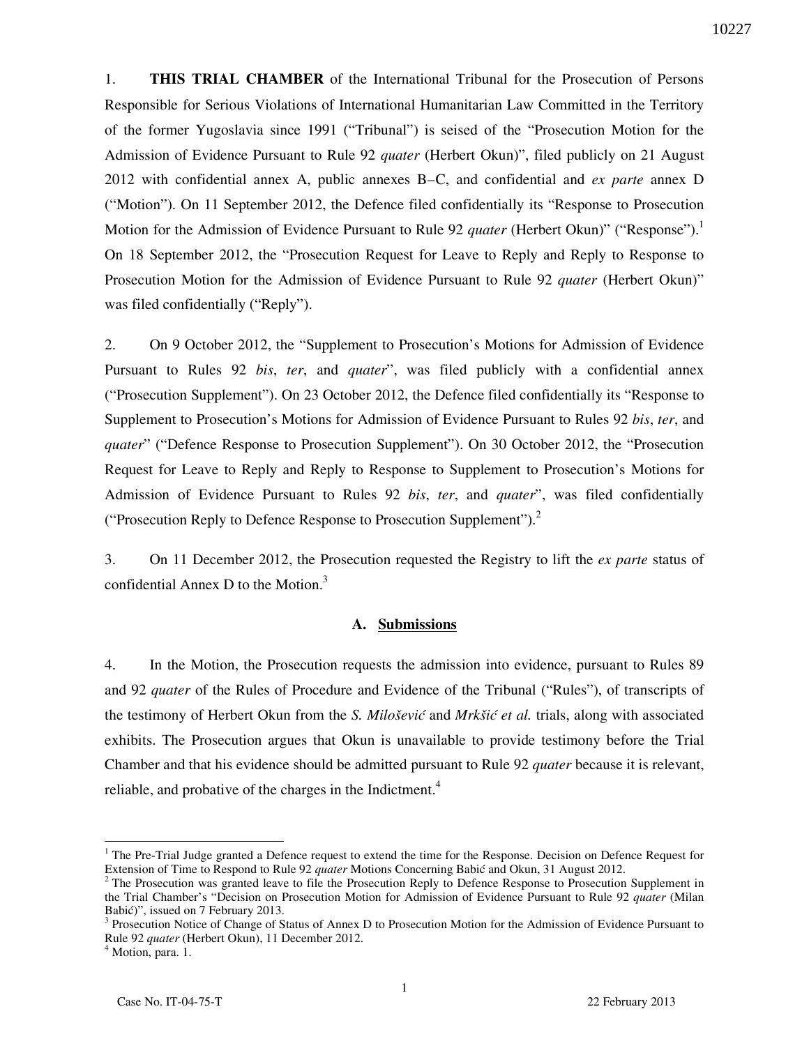1. **THIS TRIAL CHAMBER** of the International Tribunal for the Prosecution of Persons Responsible for Serious Violations of International Humanitarian Law Committed in the Territory of the former Yugoslavia since 1991 ("Tribunal") is seised of the "Prosecution Motion for the Admission of Evidence Pursuant to Rule 92 *quater* (Herbert Okun)", filed publicly on 21 August 2012 with confidential annex A, public annexes B–C, and confidential and *ex parte* annex D ("Motion"). On 11 September 2012, the Defence filed confidentially its "Response to Prosecution Motion for the Admission of Evidence Pursuant to Rule 92 *quater* (Herbert Okun)" ("Response").[1] On 18 September 2012, the "Prosecution Request for Leave to Reply and Reply to Response to Prosecution Motion for the Admission of Evidence Pursuant to Rule 92 *quater* (Herbert Okun)" was filed confidentially ("Reply").

2. On 9 October 2012, the "Supplement to Prosecution's Motions for Admission of Evidence Pursuant to Rules 92 *bis*, *ter*, and *quater*", was filed publicly with a confidential annex ("Prosecution Supplement"). On 23 October 2012, the Defence filed confidentially its "Response to Supplement to Prosecution's Motions for Admission of Evidence Pursuant to Rules 92 *bis*, *ter*, and *quater*" ("Defence Response to Prosecution Supplement"). On 30 October 2012, the "Prosecution Request for Leave to Reply and Reply to Response to Supplement to Prosecution's Motions for Admission of Evidence Pursuant to Rules 92 *bis*, *ter*, and *quater*", was filed confidentially ("Prosecution Reply to Defence Response to Prosecution Supplement").[2]

3. On 11 December 2012, the Prosecution requested the Registry to lift the *ex parte* status of confidential Annex D to the Motion.[3]

## A. Submissions

4. In the Motion, the Prosecution requests the admission into evidence, pursuant to Rules 89 and 92 *quater* of the Rules of Procedure and Evidence of the Tribunal ("Rules"), of transcripts of the testimony of Herbert Okun from the *S. Milošević* and *Mrkšić et al.* trials, along with associated exhibits. The Prosecution argues that Okun is unavailable to provide testimony before the Trial Chamber and that his evidence should be admitted pursuant to Rule 92 *quater* because it is relevant, reliable, and probative of the charges in the Indictment.[4]

---

[1] The Pre-Trial Judge granted a Defence request to extend the time for the Response. Decision on Defence Request for Extension of Time to Respond to Rule 92 *quater* Motions Concerning Babić and Okun, 31 August 2012.

[2] The Prosecution was granted leave to file the Prosecution Reply to Defence Response to Prosecution Supplement in the Trial Chamber's "Decision on Prosecution Motion for Admission of Evidence Pursuant to Rule 92 *quater* (Milan Babić)", issued on 7 February 2013.

[3] Prosecution Notice of Change of Status of Annex D to Prosecution Motion for the Admission of Evidence Pursuant to Rule 92 *quater* (Herbert Okun), 11 December 2012.

[4] Motion, para. 1.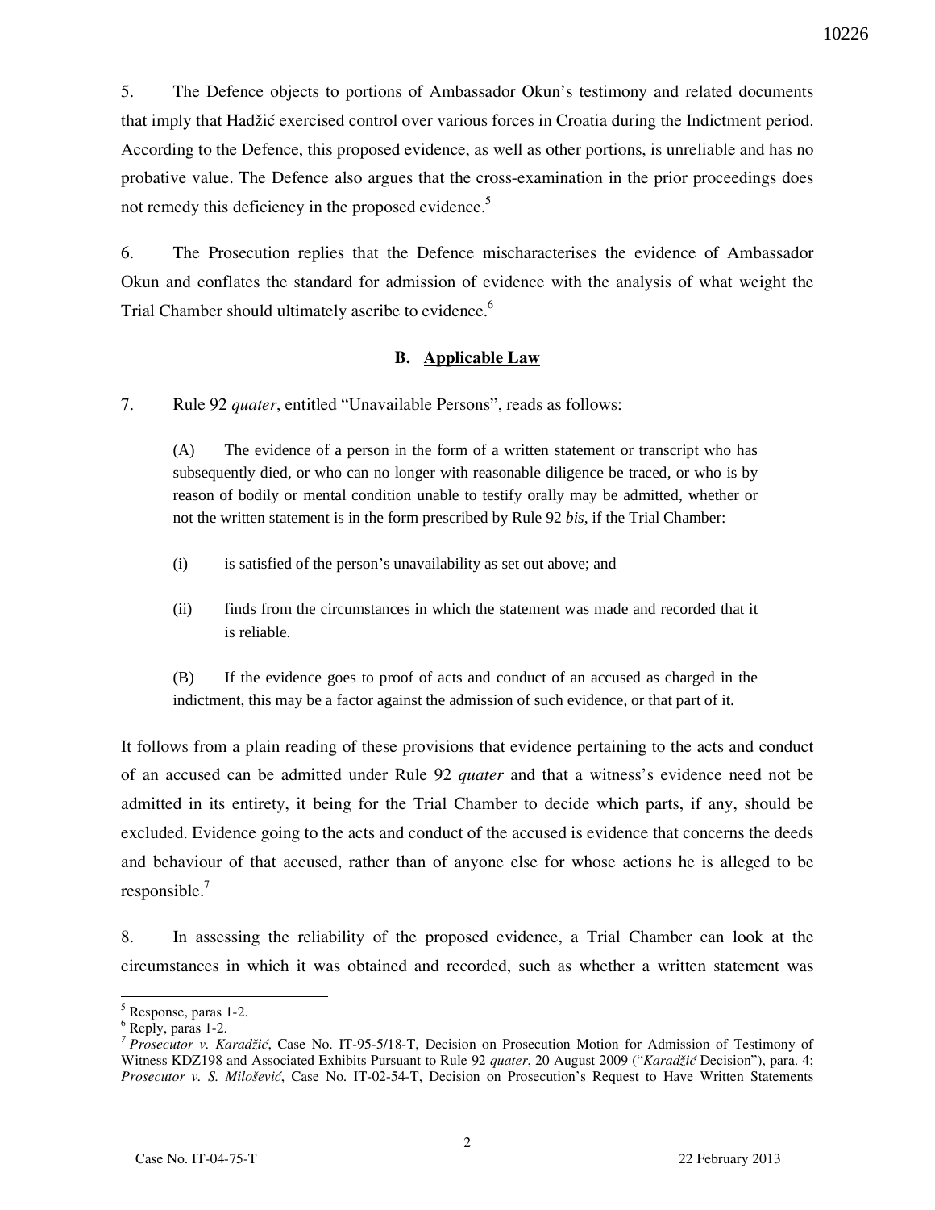5. The Defence objects to portions of Ambassador Okun's testimony and related documents that imply that Hadžić exercised control over various forces in Croatia during the Indictment period. According to the Defence, this proposed evidence, as well as other portions, is unreliable and has no probative value. The Defence also argues that the cross-examination in the prior proceedings does not remedy this deficiency in the proposed evidence.[5]

6. The Prosecution replies that the Defence mischaracterises the evidence of Ambassador Okun and conflates the standard for admission of evidence with the analysis of what weight the Trial Chamber should ultimately ascribe to evidence.[6]

### B. Applicable Law

7. Rule 92 *quater*, entitled "Unavailable Persons", reads as follows:

> (A) The evidence of a person in the form of a written statement or transcript who has subsequently died, or who can no longer with reasonable diligence be traced, or who is by reason of bodily or mental condition unable to testify orally may be admitted, whether or not the written statement is in the form prescribed by Rule 92 *bis*, if the Trial Chamber:
>
> (i) is satisfied of the person's unavailability as set out above; and
>
> (ii) finds from the circumstances in which the statement was made and recorded that it is reliable.
>
> (B) If the evidence goes to proof of acts and conduct of an accused as charged in the indictment, this may be a factor against the admission of such evidence, or that part of it.

It follows from a plain reading of these provisions that evidence pertaining to the acts and conduct of an accused can be admitted under Rule 92 *quater* and that a witness's evidence need not be admitted in its entirety, it being for the Trial Chamber to decide which parts, if any, should be excluded. Evidence going to the acts and conduct of the accused is evidence that concerns the deeds and behaviour of that accused, rather than of anyone else for whose actions he is alleged to be responsible.[7]

8. In assessing the reliability of the proposed evidence, a Trial Chamber can look at the circumstances in which it was obtained and recorded, such as whether a written statement was

---

[5] Response, paras 1-2.

[6] Reply, paras 1-2.

[7] *Prosecutor v. Karadžić*, Case No. IT-95-5/18-T, Decision on Prosecution Motion for Admission of Testimony of Witness KDZ198 and Associated Exhibits Pursuant to Rule 92 *quater*, 20 August 2009 ("*Karadžić* Decision"), para. 4; *Prosecutor v. S. Milošević*, Case No. IT-02-54-T, Decision on Prosecution's Request to Have Written Statements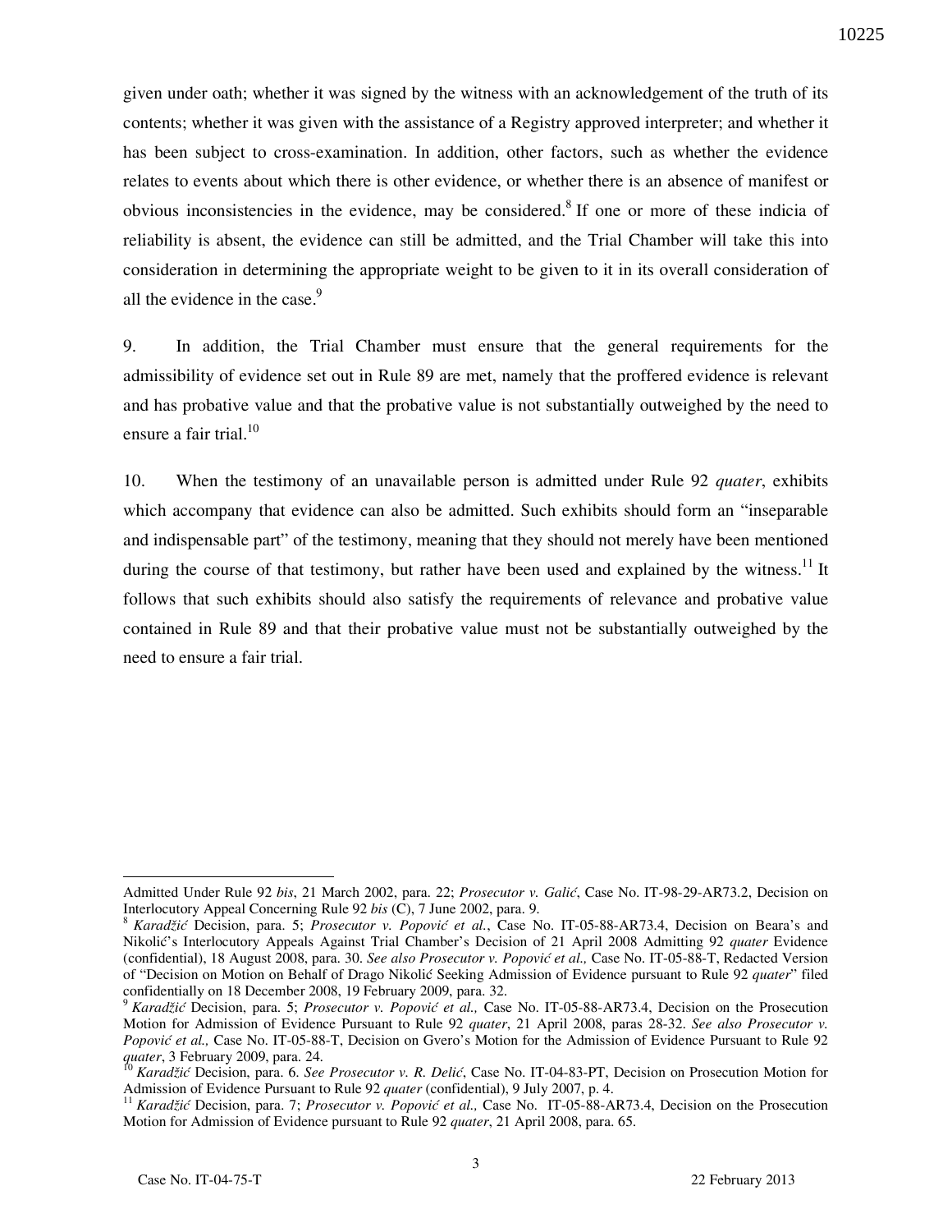given under oath; whether it was signed by the witness with an acknowledgement of the truth of its contents; whether it was given with the assistance of a Registry approved interpreter; and whether it has been subject to cross-examination. In addition, other factors, such as whether the evidence relates to events about which there is other evidence, or whether there is an absence of manifest or obvious inconsistencies in the evidence, may be considered.[8] If one or more of these indicia of reliability is absent, the evidence can still be admitted, and the Trial Chamber will take this into consideration in determining the appropriate weight to be given to it in its overall consideration of all the evidence in the case.[9]

9. In addition, the Trial Chamber must ensure that the general requirements for the admissibility of evidence set out in Rule 89 are met, namely that the proffered evidence is relevant and has probative value and that the probative value is not substantially outweighed by the need to ensure a fair trial.[10]

10. When the testimony of an unavailable person is admitted under Rule 92 *quater*, exhibits which accompany that evidence can also be admitted. Such exhibits should form an "inseparable and indispensable part" of the testimony, meaning that they should not merely have been mentioned during the course of that testimony, but rather have been used and explained by the witness.[11] It follows that such exhibits should also satisfy the requirements of relevance and probative value contained in Rule 89 and that their probative value must not be substantially outweighed by the need to ensure a fair trial.

---

Admitted Under Rule 92 *bis*, 21 March 2002, para. 22; *Prosecutor v. Galić*, Case No. IT-98-29-AR73.2, Decision on Interlocutory Appeal Concerning Rule 92 *bis* (C), 7 June 2002, para. 9.

[8] *Karadžić* Decision, para. 5; *Prosecutor v. Popović et al.*, Case No. IT-05-88-AR73.4, Decision on Beara's and Nikolić's Interlocutory Appeals Against Trial Chamber's Decision of 21 April 2008 Admitting 92 *quater* Evidence (confidential), 18 August 2008, para. 30. *See also Prosecutor v. Popović et al.,* Case No. IT-05-88-T, Redacted Version of "Decision on Motion on Behalf of Drago Nikolić Seeking Admission of Evidence pursuant to Rule 92 *quater*" filed confidentially on 18 December 2008, 19 February 2009, para. 32.

[9] *Karadžić* Decision, para. 5; *Prosecutor v. Popović et al.,* Case No. IT-05-88-AR73.4, Decision on the Prosecution Motion for Admission of Evidence Pursuant to Rule 92 *quater*, 21 April 2008, paras 28-32. *See also Prosecutor v. Popović et al.,* Case No. IT-05-88-T, Decision on Gvero's Motion for the Admission of Evidence Pursuant to Rule 92 *quater*, 3 February 2009, para. 24.

[10] *Karadžić* Decision, para. 6. *See Prosecutor v. R. Delić*, Case No. IT-04-83-PT, Decision on Prosecution Motion for Admission of Evidence Pursuant to Rule 92 *quater* (confidential), 9 July 2007, p. 4.

[11] *Karadžić* Decision, para. 7; *Prosecutor v. Popović et al.,* Case No. IT-05-88-AR73.4, Decision on the Prosecution Motion for Admission of Evidence pursuant to Rule 92 *quater*, 21 April 2008, para. 65.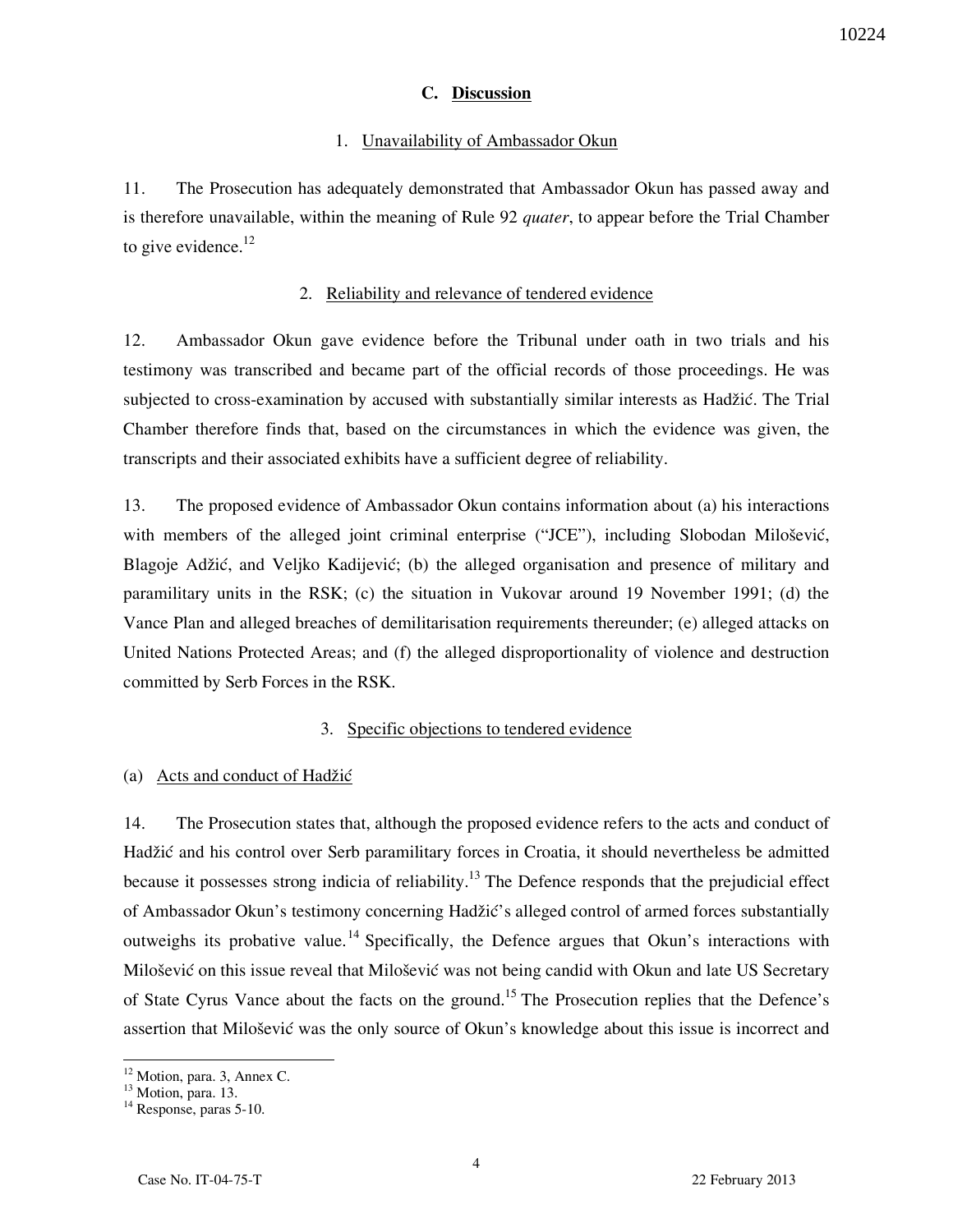## C. Discussion

### 1. Unavailability of Ambassador Okun

11. The Prosecution has adequately demonstrated that Ambassador Okun has passed away and is therefore unavailable, within the meaning of Rule 92 *quater*, to appear before the Trial Chamber to give evidence.[12]

### 2. Reliability and relevance of tendered evidence

12. Ambassador Okun gave evidence before the Tribunal under oath in two trials and his testimony was transcribed and became part of the official records of those proceedings. He was subjected to cross-examination by accused with substantially similar interests as Hadžić. The Trial Chamber therefore finds that, based on the circumstances in which the evidence was given, the transcripts and their associated exhibits have a sufficient degree of reliability.

13. The proposed evidence of Ambassador Okun contains information about (a) his interactions with members of the alleged joint criminal enterprise ("JCE"), including Slobodan Milošević, Blagoje Adžić, and Veljko Kadijević; (b) the alleged organisation and presence of military and paramilitary units in the RSK; (c) the situation in Vukovar around 19 November 1991; (d) the Vance Plan and alleged breaches of demilitarisation requirements thereunder; (e) alleged attacks on United Nations Protected Areas; and (f) the alleged disproportionality of violence and destruction committed by Serb Forces in the RSK.

### 3. Specific objections to tendered evidence

#### (a) Acts and conduct of Hadžić

14. The Prosecution states that, although the proposed evidence refers to the acts and conduct of Hadžić and his control over Serb paramilitary forces in Croatia, it should nevertheless be admitted because it possesses strong indicia of reliability.[13] The Defence responds that the prejudicial effect of Ambassador Okun's testimony concerning Hadžić's alleged control of armed forces substantially outweighs its probative value.[14] Specifically, the Defence argues that Okun's interactions with Milošević on this issue reveal that Milošević was not being candid with Okun and late US Secretary of State Cyrus Vance about the facts on the ground.[15] The Prosecution replies that the Defence's assertion that Milošević was the only source of Okun's knowledge about this issue is incorrect and

---

[12] Motion, para. 3, Annex C.

[13] Motion, para. 13.

[14] Response, paras 5-10.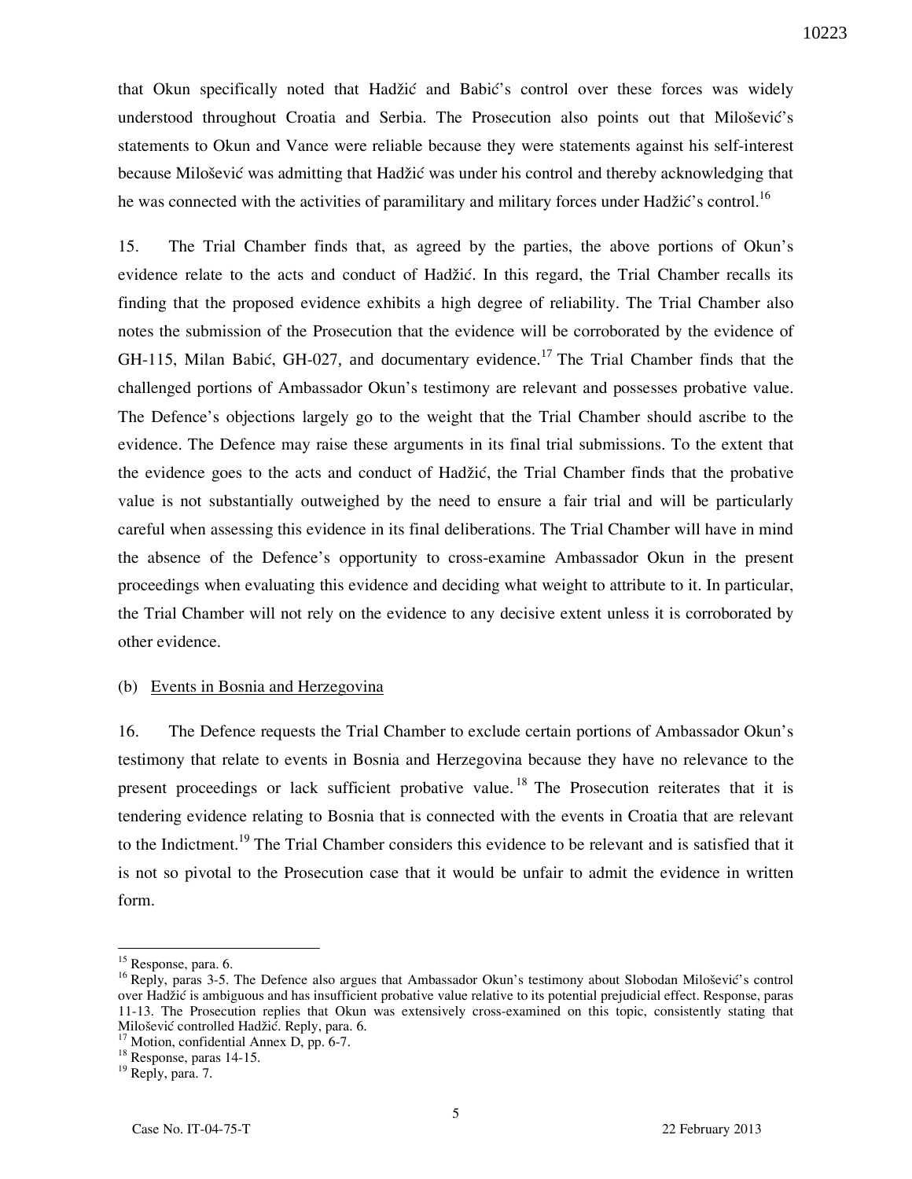that Okun specifically noted that Hadžić and Babić's control over these forces was widely understood throughout Croatia and Serbia. The Prosecution also points out that Milošević's statements to Okun and Vance were reliable because they were statements against his self-interest because Milošević was admitting that Hadžić was under his control and thereby acknowledging that he was connected with the activities of paramilitary and military forces under Hadžić's control.[16]

15. The Trial Chamber finds that, as agreed by the parties, the above portions of Okun's evidence relate to the acts and conduct of Hadžić. In this regard, the Trial Chamber recalls its finding that the proposed evidence exhibits a high degree of reliability. The Trial Chamber also notes the submission of the Prosecution that the evidence will be corroborated by the evidence of GH-115, Milan Babić, GH-027, and documentary evidence.[17] The Trial Chamber finds that the challenged portions of Ambassador Okun's testimony are relevant and possesses probative value. The Defence's objections largely go to the weight that the Trial Chamber should ascribe to the evidence. The Defence may raise these arguments in its final trial submissions. To the extent that the evidence goes to the acts and conduct of Hadžić, the Trial Chamber finds that the probative value is not substantially outweighed by the need to ensure a fair trial and will be particularly careful when assessing this evidence in its final deliberations. The Trial Chamber will have in mind the absence of the Defence's opportunity to cross-examine Ambassador Okun in the present proceedings when evaluating this evidence and deciding what weight to attribute to it. In particular, the Trial Chamber will not rely on the evidence to any decisive extent unless it is corroborated by other evidence.

(b) Events in Bosnia and Herzegovina

16. The Defence requests the Trial Chamber to exclude certain portions of Ambassador Okun's testimony that relate to events in Bosnia and Herzegovina because they have no relevance to the present proceedings or lack sufficient probative value.[18] The Prosecution reiterates that it is tendering evidence relating to Bosnia that is connected with the events in Croatia that are relevant to the Indictment.[19] The Trial Chamber considers this evidence to be relevant and is satisfied that it is not so pivotal to the Prosecution case that it would be unfair to admit the evidence in written form.

---

[15] Response, para. 6.

[16] Reply, paras 3-5. The Defence also argues that Ambassador Okun's testimony about Slobodan Milošević's control over Hadžić is ambiguous and has insufficient probative value relative to its potential prejudicial effect. Response, paras 11-13. The Prosecution replies that Okun was extensively cross-examined on this topic, consistently stating that Milošević controlled Hadžić. Reply, para. 6.

[17] Motion, confidential Annex D, pp. 6-7.

[18] Response, paras 14-15.

[19] Reply, para. 7.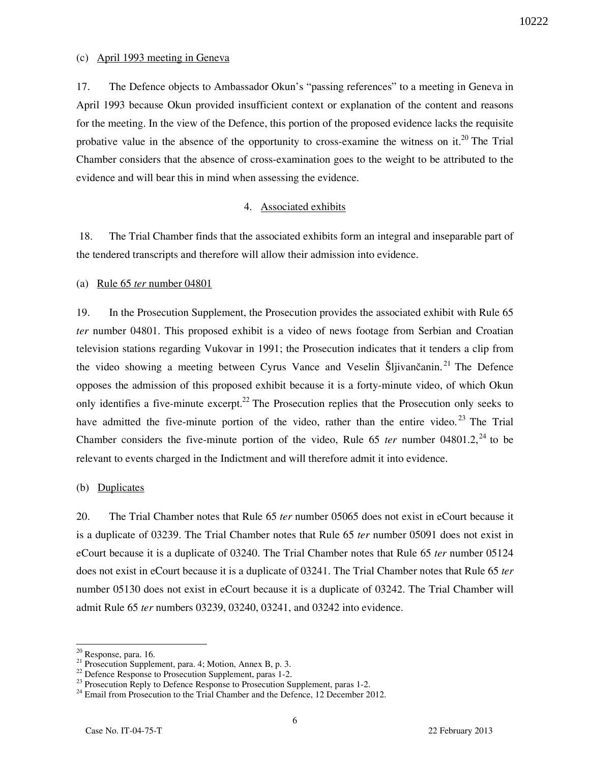(c) April 1993 meeting in Geneva

17. The Defence objects to Ambassador Okun's "passing references" to a meeting in Geneva in April 1993 because Okun provided insufficient context or explanation of the content and reasons for the meeting. In the view of the Defence, this portion of the proposed evidence lacks the requisite probative value in the absence of the opportunity to cross-examine the witness on it.[20] The Trial Chamber considers that the absence of cross-examination goes to the weight to be attributed to the evidence and will bear this in mind when assessing the evidence.

4. Associated exhibits

18. The Trial Chamber finds that the associated exhibits form an integral and inseparable part of the tendered transcripts and therefore will allow their admission into evidence.

(a) Rule 65 *ter* number 04801

19. In the Prosecution Supplement, the Prosecution provides the associated exhibit with Rule 65 *ter* number 04801. This proposed exhibit is a video of news footage from Serbian and Croatian television stations regarding Vukovar in 1991; the Prosecution indicates that it tenders a clip from the video showing a meeting between Cyrus Vance and Veselin Šljivančanin.[21] The Defence opposes the admission of this proposed exhibit because it is a forty-minute video, of which Okun only identifies a five-minute excerpt.[22] The Prosecution replies that the Prosecution only seeks to have admitted the five-minute portion of the video, rather than the entire video.[23] The Trial Chamber considers the five-minute portion of the video, Rule 65 *ter* number 04801.2,[24] to be relevant to events charged in the Indictment and will therefore admit it into evidence.

(b) Duplicates

20. The Trial Chamber notes that Rule 65 *ter* number 05065 does not exist in eCourt because it is a duplicate of 03239. The Trial Chamber notes that Rule 65 *ter* number 05091 does not exist in eCourt because it is a duplicate of 03240. The Trial Chamber notes that Rule 65 *ter* number 05124 does not exist in eCourt because it is a duplicate of 03241. The Trial Chamber notes that Rule 65 *ter* number 05130 does not exist in eCourt because it is a duplicate of 03242. The Trial Chamber will admit Rule 65 *ter* numbers 03239, 03240, 03241, and 03242 into evidence.

---

[20] Response, para. 16.
[21] Prosecution Supplement, para. 4; Motion, Annex B, p. 3.
[22] Defence Response to Prosecution Supplement, paras 1-2.
[23] Prosecution Reply to Defence Response to Prosecution Supplement, paras 1-2.
[24] Email from Prosecution to the Trial Chamber and the Defence, 12 December 2012.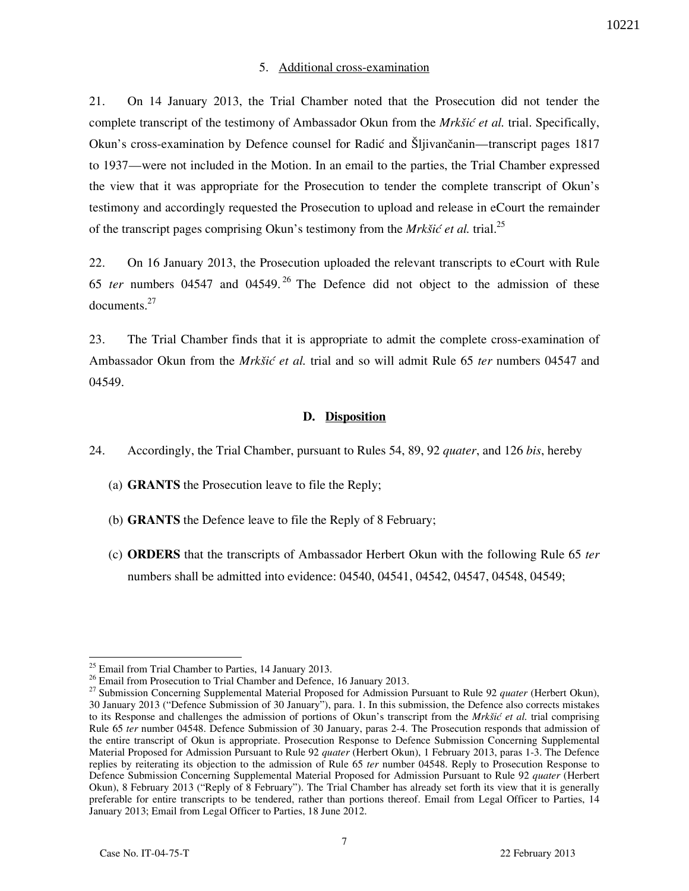5. Additional cross-examination

21. On 14 January 2013, the Trial Chamber noted that the Prosecution did not tender the complete transcript of the testimony of Ambassador Okun from the *Mrkšić et al.* trial. Specifically, Okun's cross-examination by Defence counsel for Radić and Šljivančanin—transcript pages 1817 to 1937—were not included in the Motion. In an email to the parties, the Trial Chamber expressed the view that it was appropriate for the Prosecution to tender the complete transcript of Okun's testimony and accordingly requested the Prosecution to upload and release in eCourt the remainder of the transcript pages comprising Okun's testimony from the *Mrkšić et al.* trial.[25]

22. On 16 January 2013, the Prosecution uploaded the relevant transcripts to eCourt with Rule 65 *ter* numbers 04547 and 04549.[26] The Defence did not object to the admission of these documents.[27]

23. The Trial Chamber finds that it is appropriate to admit the complete cross-examination of Ambassador Okun from the *Mrkšić et al.* trial and so will admit Rule 65 *ter* numbers 04547 and 04549.

### D. Disposition

24. Accordingly, the Trial Chamber, pursuant to Rules 54, 89, 92 *quater*, and 126 *bis*, hereby

(a) **GRANTS** the Prosecution leave to file the Reply;

(b) **GRANTS** the Defence leave to file the Reply of 8 February;

(c) **ORDERS** that the transcripts of Ambassador Herbert Okun with the following Rule 65 *ter* numbers shall be admitted into evidence: 04540, 04541, 04542, 04547, 04548, 04549;

---

[25] Email from Trial Chamber to Parties, 14 January 2013.

[26] Email from Prosecution to Trial Chamber and Defence, 16 January 2013.

[27] Submission Concerning Supplemental Material Proposed for Admission Pursuant to Rule 92 *quater* (Herbert Okun), 30 January 2013 ("Defence Submission of 30 January"), para. 1. In this submission, the Defence also corrects mistakes to its Response and challenges the admission of portions of Okun's transcript from the *Mrkšić et al.* trial comprising Rule 65 *ter* number 04548. Defence Submission of 30 January, paras 2-4. The Prosecution responds that admission of the entire transcript of Okun is appropriate. Prosecution Response to Defence Submission Concerning Supplemental Material Proposed for Admission Pursuant to Rule 92 *quater* (Herbert Okun), 1 February 2013, paras 1-3. The Defence replies by reiterating its objection to the admission of Rule 65 *ter* number 04548. Reply to Prosecution Response to Defence Submission Concerning Supplemental Material Proposed for Admission Pursuant to Rule 92 *quater* (Herbert Okun), 8 February 2013 ("Reply of 8 February"). The Trial Chamber has already set forth its view that it is generally preferable for entire transcripts to be tendered, rather than portions thereof. Email from Legal Officer to Parties, 14 January 2013; Email from Legal Officer to Parties, 18 June 2012.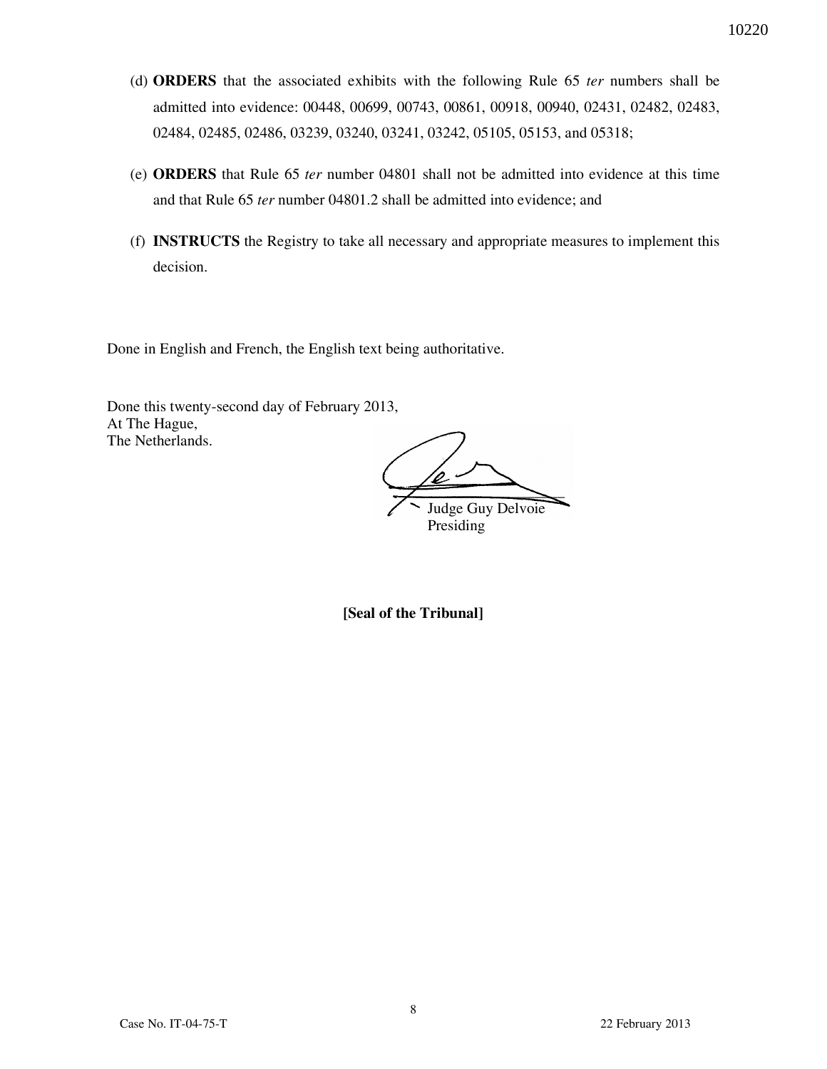(d) **ORDERS** that the associated exhibits with the following Rule 65 *ter* numbers shall be admitted into evidence: 00448, 00699, 00743, 00861, 00918, 00940, 02431, 02482, 02483, 02484, 02485, 02486, 03239, 03240, 03241, 03242, 05105, 05153, and 05318;

(e) **ORDERS** that Rule 65 *ter* number 04801 shall not be admitted into evidence at this time and that Rule 65 *ter* number 04801.2 shall be admitted into evidence; and

(f) **INSTRUCTS** the Registry to take all necessary and appropriate measures to implement this decision.

Done in English and French, the English text being authoritative.

Done this twenty-second day of February 2013,
At The Hague,
The Netherlands.

Judge Guy Delvoie
Presiding

**[Seal of the Tribunal]**